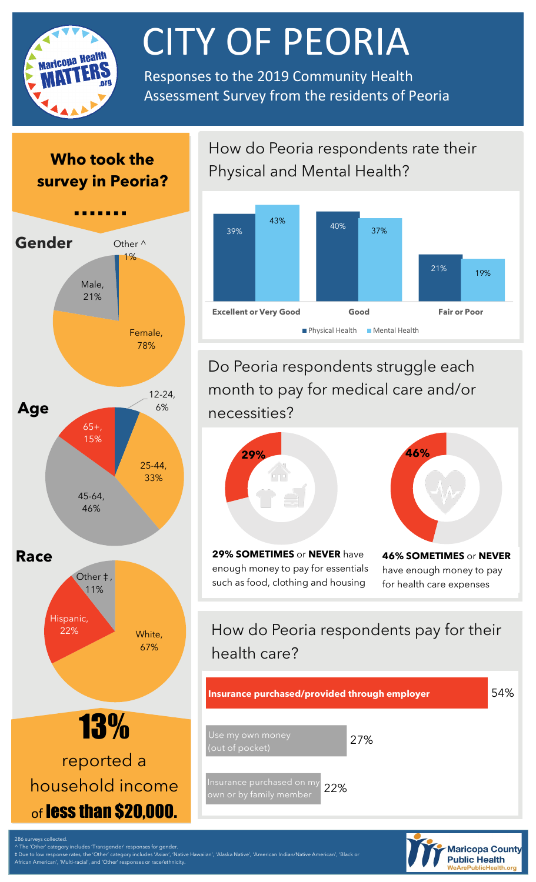# CITY OF PEORIA

Responses to the 2019 Community Health Assessment Survey from the residents of Peoria

## Who took the survey in Peoria?

### Gender

| Gender | Percent |
| --- | --- |
| Female | 78% |
| Male | 21% |
| Other ^ | 1% |

### Age

| Age | Percent |
| --- | --- |
| 12-24 | 6% |
| 25-44 | 33% |
| 45-64 | 46% |
| 65+ | 15% |

### Race

| Race | Percent |
| --- | --- |
| White | 67% |
| Hispanic | 22% |
| Other ‡ | 11% |

**13%** reported a household income of **less than $20,000.**

## How do Peoria respondents rate their Physical and Mental Health?

| | Physical Health | Mental Health |
| --- | --- | --- |
| Excellent or Very Good | 39% | 43% |
| Good | 40% | 37% |
| Fair or Poor | 21% | 19% |

## Do Peoria respondents struggle each month to pay for medical care and/or necessities?

**29% SOMETIMES** or **NEVER** have enough money to pay for essentials such as food, clothing and housing

**46% SOMETIMES** or **NEVER** have enough money to pay for health care expenses

## How do Peoria respondents pay for their health care?

| Payment method | Percent |
| --- | --- |
| Insurance purchased/provided through employer | 54% |
| Use my own money (out of pocket) | 27% |
| Insurance purchased on my own or by family member | 22% |

286 surveys collected.

^ The 'Other' category includes 'Transgender' responses for gender.

‡ Due to low response rates, the 'Other' category includes 'Asian', 'Native Hawaiian', 'Alaska Native', 'American Indian/Native American', 'Black or African American', 'Multi-racial', and 'Other' responses or race/ethnicity.

Maricopa County Public Health
WeArePublicHealth.org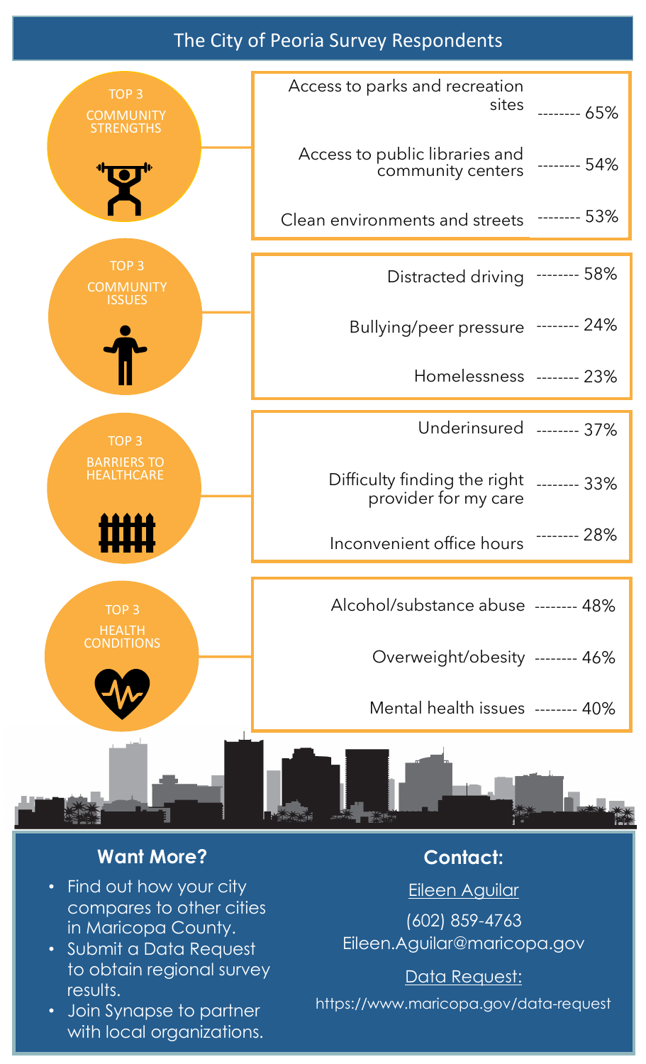# The City of Peoria Survey Respondents

## TOP 3 COMMUNITY STRENGTHS

- Access to parks and recreation sites -------- 65%
- Access to public libraries and community centers -------- 54%
- Clean environments and streets -------- 53%

## TOP 3 COMMUNITY ISSUES

- Distracted driving -------- 58%
- Bullying/peer pressure -------- 24%
- Homelessness -------- 23%

## TOP 3 BARRIERS TO HEALTHCARE

- Underinsured -------- 37%
- Difficulty finding the right provider for my care -------- 33%
- Inconvenient office hours -------- 28%

## TOP 3 HEALTH CONDITIONS

- Alcohol/substance abuse -------- 48%
- Overweight/obesity -------- 46%
- Mental health issues -------- 40%

### Want More?

- Find out how your city compares to other cities in Maricopa County.
- Submit a Data Request to obtain regional survey results.
- Join Synapse to partner with local organizations.

### Contact:

Eileen Aguilar

(602) 859-4763

Eileen.Aguilar@maricopa.gov

Data Request:

https://www.maricopa.gov/data-request